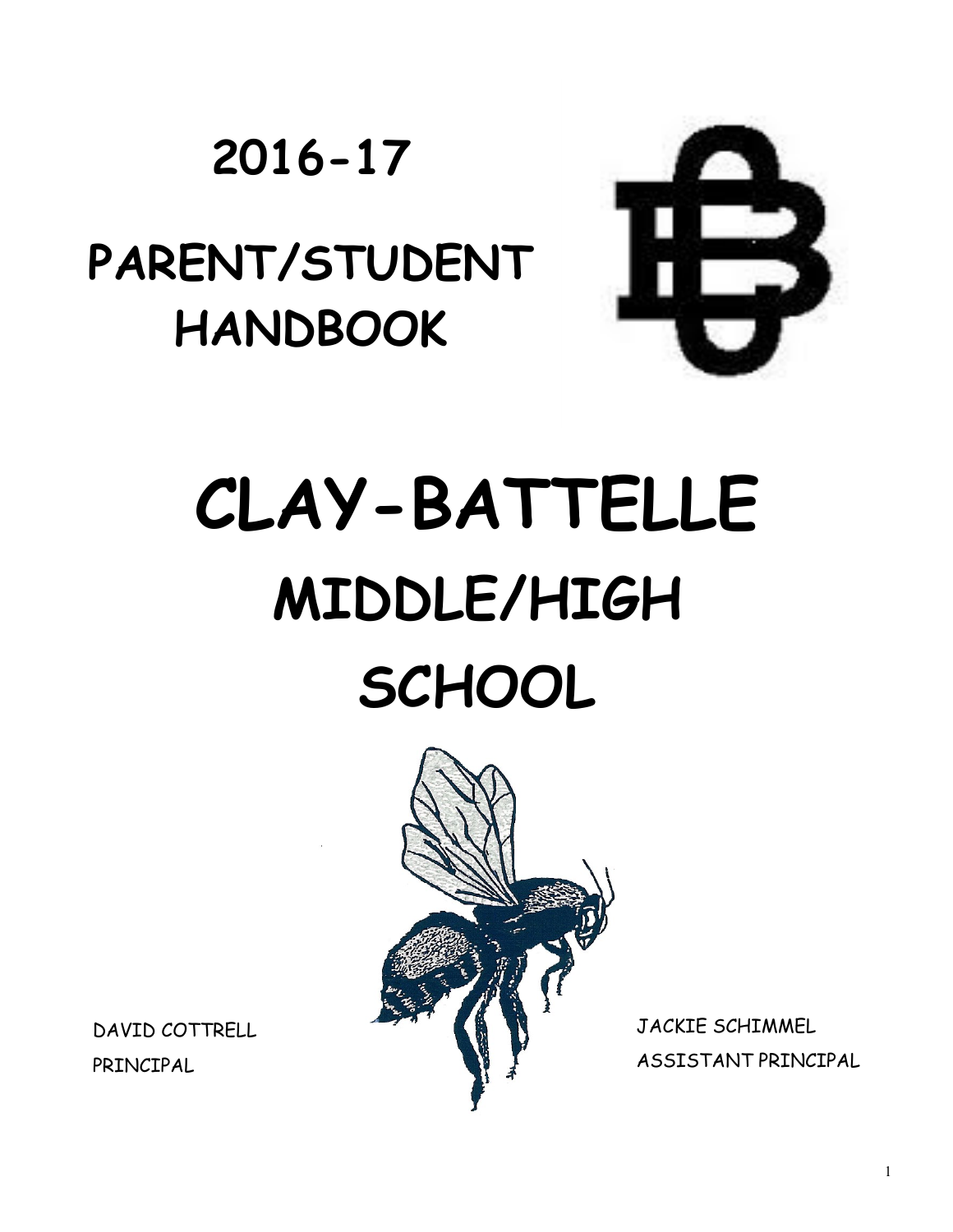# 2016-17

# PARENT/STUDENT HANDBOOK

# CLAY-BATTELLE MIDDLE/HIGH SCHOOL

DAVID COTTRELL
PRINCIPAL

JACKIE SCHIMMEL
ASSISTANT PRINCIPAL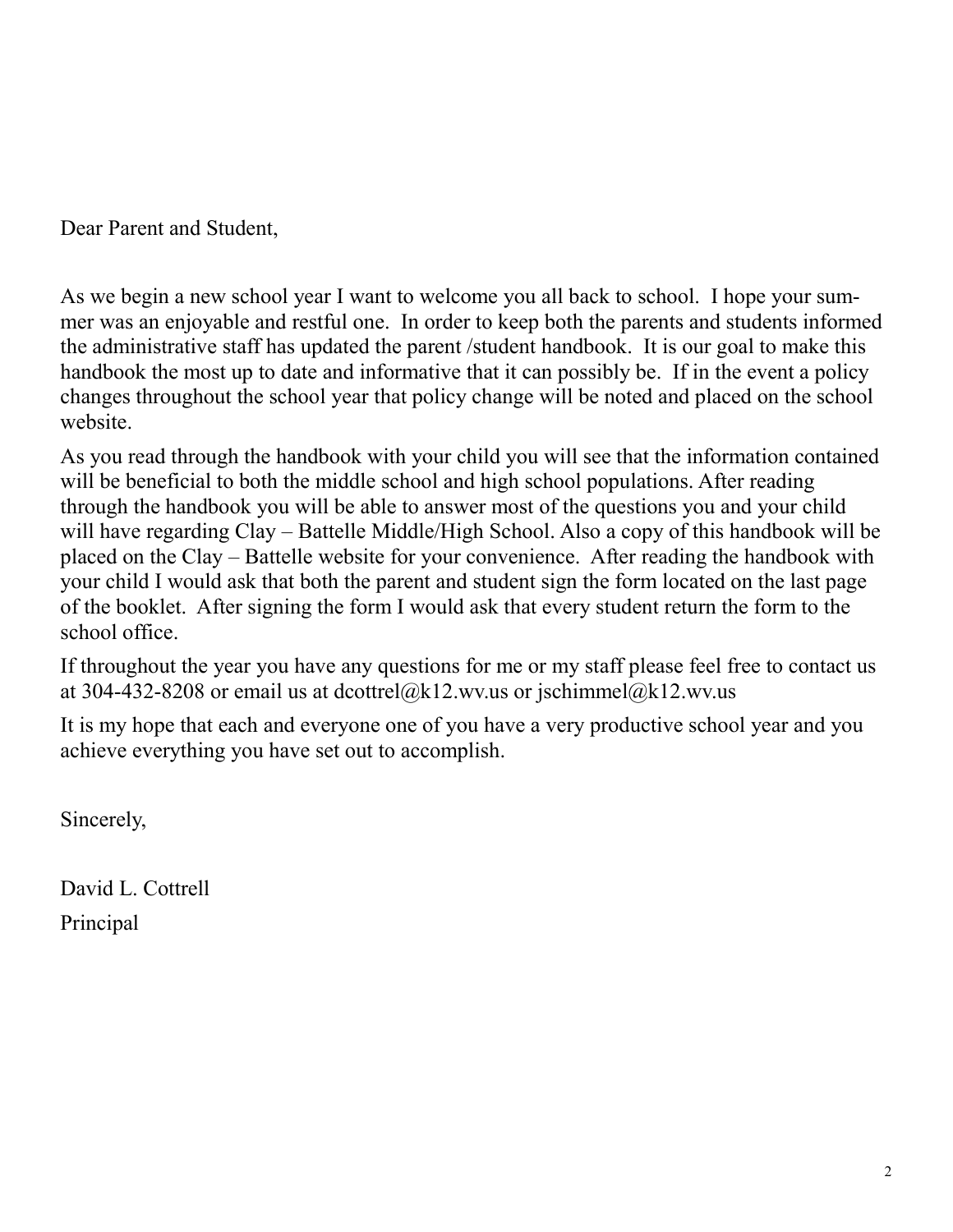Dear Parent and Student,

As we begin a new school year I want to welcome you all back to school. I hope your summer was an enjoyable and restful one. In order to keep both the parents and students informed the administrative staff has updated the parent /student handbook. It is our goal to make this handbook the most up to date and informative that it can possibly be. If in the event a policy changes throughout the school year that policy change will be noted and placed on the school website.

As you read through the handbook with your child you will see that the information contained will be beneficial to both the middle school and high school populations. After reading through the handbook you will be able to answer most of the questions you and your child will have regarding Clay – Battelle Middle/High School. Also a copy of this handbook will be placed on the Clay – Battelle website for your convenience. After reading the handbook with your child I would ask that both the parent and student sign the form located on the last page of the booklet. After signing the form I would ask that every student return the form to the school office.

If throughout the year you have any questions for me or my staff please feel free to contact us at 304-432-8208 or email us at dcottrel@k12.wv.us or jschimmel@k12.wv.us

It is my hope that each and everyone one of you have a very productive school year and you achieve everything you have set out to accomplish.

Sincerely,

David L. Cottrell

Principal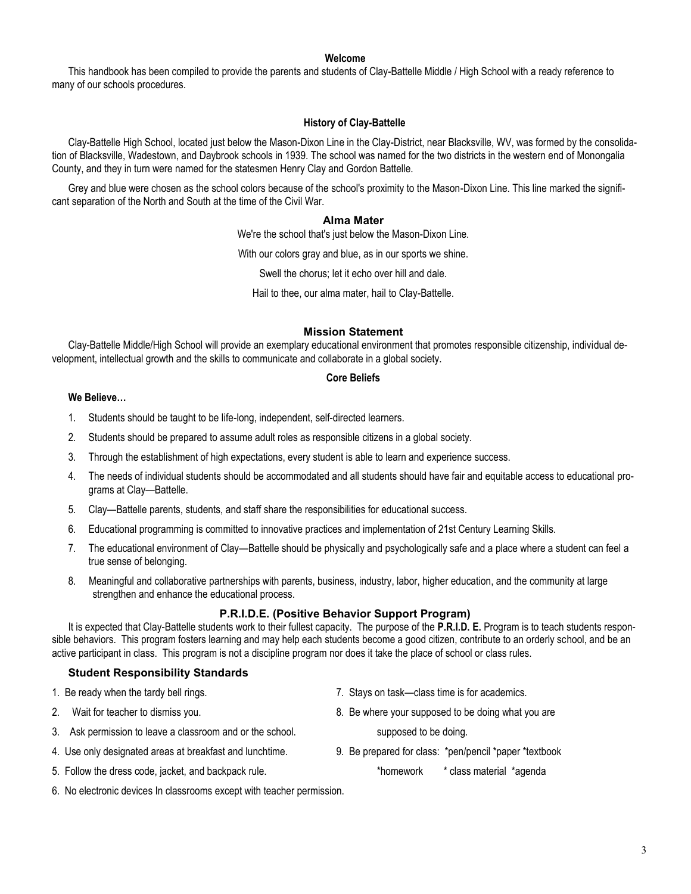## Welcome

This handbook has been compiled to provide the parents and students of Clay-Battelle Middle / High School with a ready reference to many of our schools procedures.

## History of Clay-Battelle

Clay-Battelle High School, located just below the Mason-Dixon Line in the Clay-District, near Blacksville, WV, was formed by the consolidation of Blacksville, Wadestown, and Daybrook schools in 1939. The school was named for the two districts in the western end of Monongalia County, and they in turn were named for the statesmen Henry Clay and Gordon Battelle.

Grey and blue were chosen as the school colors because of the school's proximity to the Mason-Dixon Line. This line marked the significant separation of the North and South at the time of the Civil War.

## Alma Mater

We're the school that's just below the Mason-Dixon Line.

With our colors gray and blue, as in our sports we shine.

Swell the chorus; let it echo over hill and dale.

Hail to thee, our alma mater, hail to Clay-Battelle.

## Mission Statement

Clay-Battelle Middle/High School will provide an exemplary educational environment that promotes responsible citizenship, individual development, intellectual growth and the skills to communicate and collaborate in a global society.

## Core Beliefs

**We Believe…**

1. Students should be taught to be life-long, independent, self-directed learners.
2. Students should be prepared to assume adult roles as responsible citizens in a global society.
3. Through the establishment of high expectations, every student is able to learn and experience success.
4. The needs of individual students should be accommodated and all students should have fair and equitable access to educational programs at Clay—Battelle.
5. Clay—Battelle parents, students, and staff share the responsibilities for educational success.
6. Educational programming is committed to innovative practices and implementation of 21st Century Learning Skills.
7. The educational environment of Clay—Battelle should be physically and psychologically safe and a place where a student can feel a true sense of belonging.
8. Meaningful and collaborative partnerships with parents, business, industry, labor, higher education, and the community at large strengthen and enhance the educational process.

## P.R.I.D.E. (Positive Behavior Support Program)

It is expected that Clay-Battelle students work to their fullest capacity. The purpose of the **P.R.I.D. E.** Program is to teach students responsible behaviors. This program fosters learning and may help each students become a good citizen, contribute to an orderly school, and be an active participant in class. This program is not a discipline program nor does it take the place of school or class rules.

### Student Responsibility Standards

1. Be ready when the tardy bell rings.
2. Wait for teacher to dismiss you.
3. Ask permission to leave a classroom and or the school.
4. Use only designated areas at breakfast and lunchtime.
5. Follow the dress code, jacket, and backpack rule.
6. No electronic devices In classrooms except with teacher permission.
7. Stays on task—class time is for academics.
8. Be where your supposed to be doing what you are supposed to be doing.
9. Be prepared for class: *pen/pencil *paper *textbook *homework * class material *agenda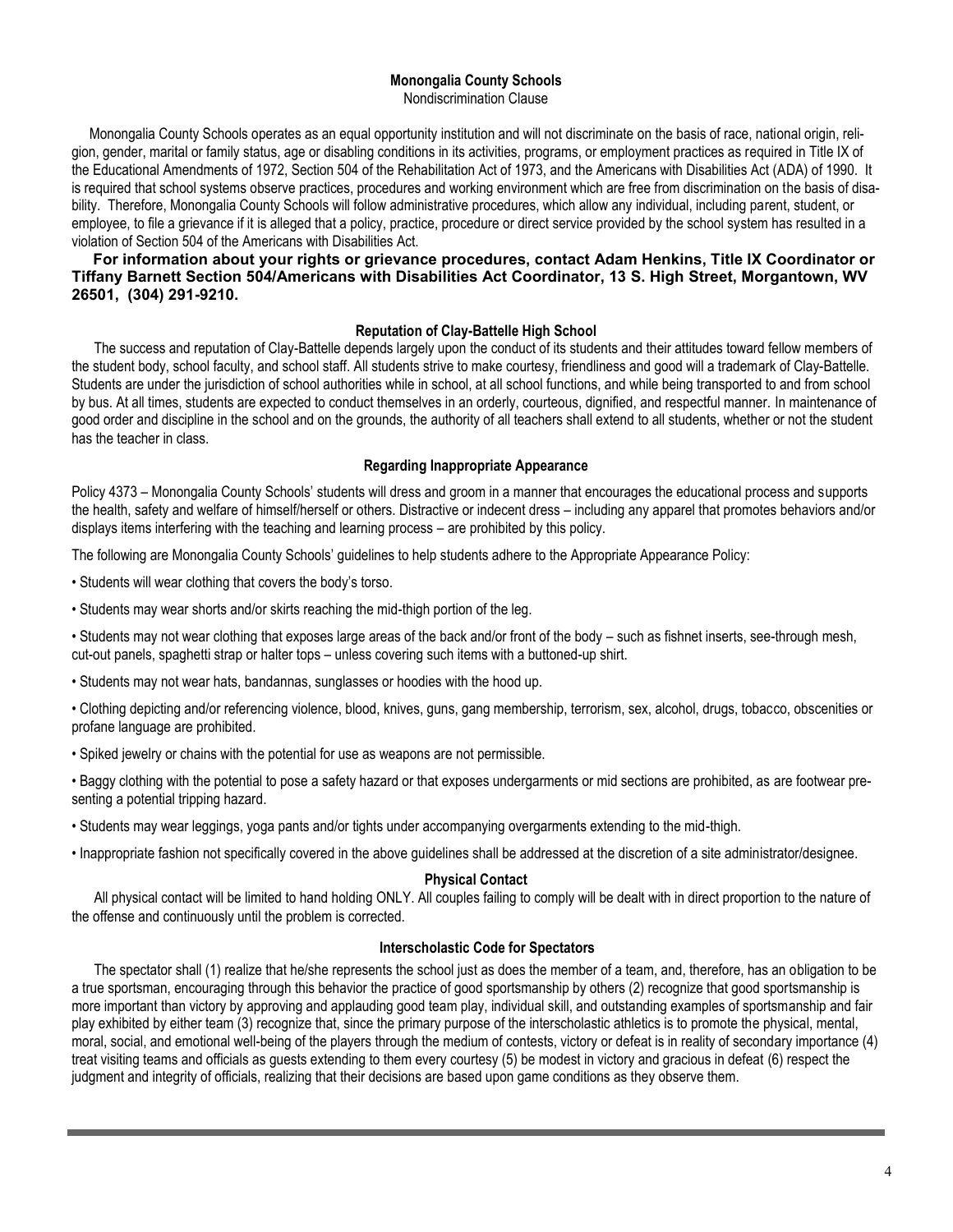## Monongalia County Schools

Nondiscrimination Clause

Monongalia County Schools operates as an equal opportunity institution and will not discriminate on the basis of race, national origin, religion, gender, marital or family status, age or disabling conditions in its activities, programs, or employment practices as required in Title IX of the Educational Amendments of 1972, Section 504 of the Rehabilitation Act of 1973, and the Americans with Disabilities Act (ADA) of 1990. It is required that school systems observe practices, procedures and working environment which are free from discrimination on the basis of disability. Therefore, Monongalia County Schools will follow administrative procedures, which allow any individual, including parent, student, or employee, to file a grievance if it is alleged that a policy, practice, procedure or direct service provided by the school system has resulted in a violation of Section 504 of the Americans with Disabilities Act.

**For information about your rights or grievance procedures, contact Adam Henkins, Title IX Coordinator or Tiffany Barnett Section 504/Americans with Disabilities Act Coordinator, 13 S. High Street, Morgantown, WV 26501, (304) 291-9210.**

## Reputation of Clay-Battelle High School

The success and reputation of Clay-Battelle depends largely upon the conduct of its students and their attitudes toward fellow members of the student body, school faculty, and school staff. All students strive to make courtesy, friendliness and good will a trademark of Clay-Battelle. Students are under the jurisdiction of school authorities while in school, at all school functions, and while being transported to and from school by bus. At all times, students are expected to conduct themselves in an orderly, courteous, dignified, and respectful manner. In maintenance of good order and discipline in the school and on the grounds, the authority of all teachers shall extend to all students, whether or not the student has the teacher in class.

## Regarding Inappropriate Appearance

Policy 4373 – Monongalia County Schools' students will dress and groom in a manner that encourages the educational process and supports the health, safety and welfare of himself/herself or others. Distractive or indecent dress – including any apparel that promotes behaviors and/or displays items interfering with the teaching and learning process – are prohibited by this policy.

The following are Monongalia County Schools' guidelines to help students adhere to the Appropriate Appearance Policy:

- Students will wear clothing that covers the body's torso.
- Students may wear shorts and/or skirts reaching the mid-thigh portion of the leg.
- Students may not wear clothing that exposes large areas of the back and/or front of the body – such as fishnet inserts, see-through mesh, cut-out panels, spaghetti strap or halter tops – unless covering such items with a buttoned-up shirt.
- Students may not wear hats, bandannas, sunglasses or hoodies with the hood up.
- Clothing depicting and/or referencing violence, blood, knives, guns, gang membership, terrorism, sex, alcohol, drugs, tobacco, obscenities or profane language are prohibited.
- Spiked jewelry or chains with the potential for use as weapons are not permissible.
- Baggy clothing with the potential to pose a safety hazard or that exposes undergarments or mid sections are prohibited, as are footwear presenting a potential tripping hazard.
- Students may wear leggings, yoga pants and/or tights under accompanying overgarments extending to the mid-thigh.
- Inappropriate fashion not specifically covered in the above guidelines shall be addressed at the discretion of a site administrator/designee.

## Physical Contact

All physical contact will be limited to hand holding ONLY. All couples failing to comply will be dealt with in direct proportion to the nature of the offense and continuously until the problem is corrected.

## Interscholastic Code for Spectators

The spectator shall (1) realize that he/she represents the school just as does the member of a team, and, therefore, has an obligation to be a true sportsman, encouraging through this behavior the practice of good sportsmanship by others (2) recognize that good sportsmanship is more important than victory by approving and applauding good team play, individual skill, and outstanding examples of sportsmanship and fair play exhibited by either team (3) recognize that, since the primary purpose of the interscholastic athletics is to promote the physical, mental, moral, social, and emotional well-being of the players through the medium of contests, victory or defeat is in reality of secondary importance (4) treat visiting teams and officials as guests extending to them every courtesy (5) be modest in victory and gracious in defeat (6) respect the judgment and integrity of officials, realizing that their decisions are based upon game conditions as they observe them.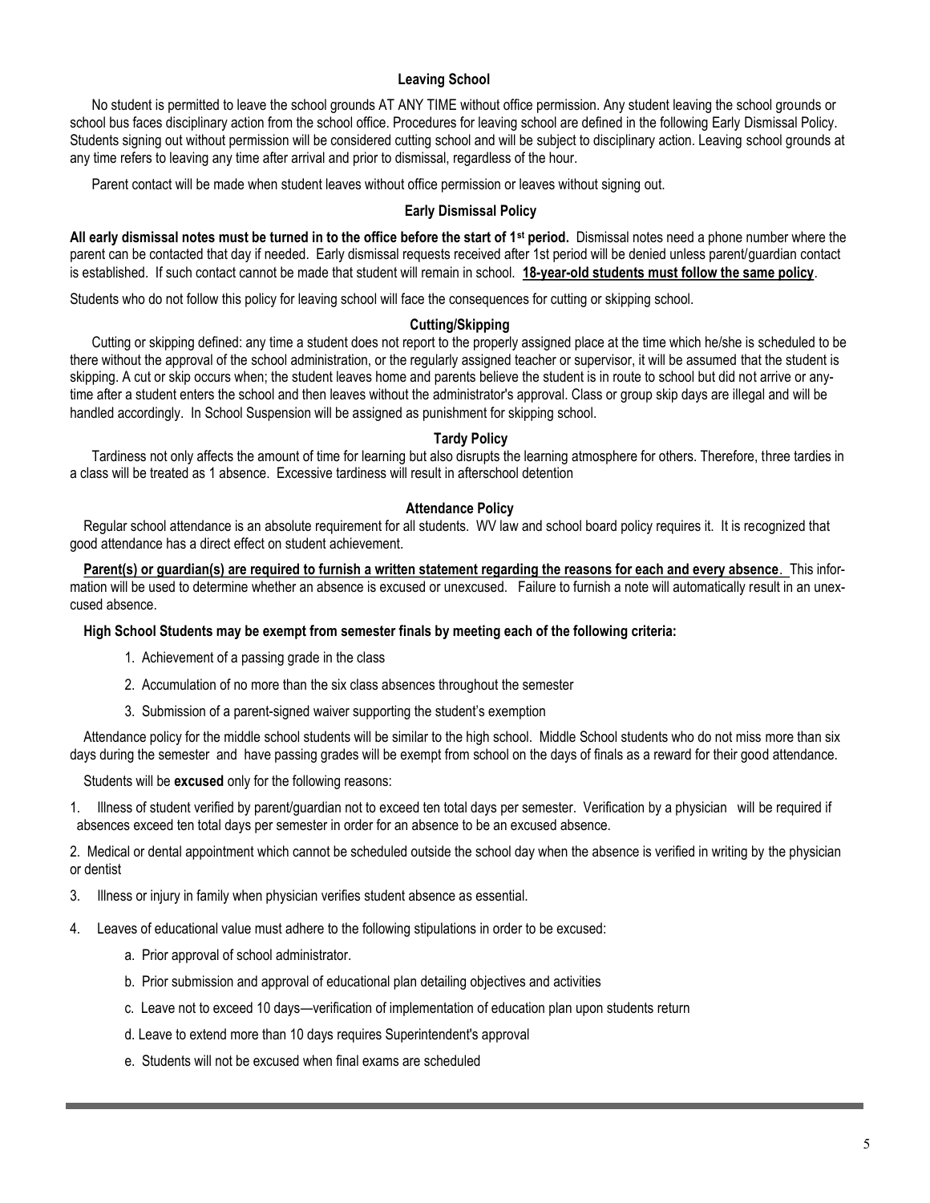## Leaving School

No student is permitted to leave the school grounds AT ANY TIME without office permission. Any student leaving the school grounds or school bus faces disciplinary action from the school office. Procedures for leaving school are defined in the following Early Dismissal Policy. Students signing out without permission will be considered cutting school and will be subject to disciplinary action. Leaving school grounds at any time refers to leaving any time after arrival and prior to dismissal, regardless of the hour.

Parent contact will be made when student leaves without office permission or leaves without signing out.

## Early Dismissal Policy

**All early dismissal notes must be turned in to the office before the start of 1st period.** Dismissal notes need a phone number where the parent can be contacted that day if needed. Early dismissal requests received after 1st period will be denied unless parent/guardian contact is established. If such contact cannot be made that student will remain in school. **18-year-old students must follow the same policy**.

Students who do not follow this policy for leaving school will face the consequences for cutting or skipping school.

## Cutting/Skipping

Cutting or skipping defined: any time a student does not report to the properly assigned place at the time which he/she is scheduled to be there without the approval of the school administration, or the regularly assigned teacher or supervisor, it will be assumed that the student is skipping. A cut or skip occurs when; the student leaves home and parents believe the student is in route to school but did not arrive or anytime after a student enters the school and then leaves without the administrator's approval. Class or group skip days are illegal and will be handled accordingly. In School Suspension will be assigned as punishment for skipping school.

## Tardy Policy

Tardiness not only affects the amount of time for learning but also disrupts the learning atmosphere for others. Therefore, three tardies in a class will be treated as 1 absence. Excessive tardiness will result in afterschool detention

## Attendance Policy

Regular school attendance is an absolute requirement for all students. WV law and school board policy requires it. It is recognized that good attendance has a direct effect on student achievement.

**Parent(s) or guardian(s) are required to furnish a written statement regarding the reasons for each and every absence**. This information will be used to determine whether an absence is excused or unexcused. Failure to furnish a note will automatically result in an unexcused absence.

**High School Students may be exempt from semester finals by meeting each of the following criteria:**

1. Achievement of a passing grade in the class
2. Accumulation of no more than the six class absences throughout the semester
3. Submission of a parent-signed waiver supporting the student's exemption

Attendance policy for the middle school students will be similar to the high school. Middle School students who do not miss more than six days during the semester and have passing grades will be exempt from school on the days of finals as a reward for their good attendance.

Students will be **excused** only for the following reasons:

1. Illness of student verified by parent/guardian not to exceed ten total days per semester. Verification by a physician will be required if absences exceed ten total days per semester in order for an absence to be an excused absence.
2. Medical or dental appointment which cannot be scheduled outside the school day when the absence is verified in writing by the physician or dentist
3. Illness or injury in family when physician verifies student absence as essential.
4. Leaves of educational value must adhere to the following stipulations in order to be excused:
   a. Prior approval of school administrator.
   b. Prior submission and approval of educational plan detailing objectives and activities
   c. Leave not to exceed 10 days—verification of implementation of education plan upon students return
   d. Leave to extend more than 10 days requires Superintendent's approval
   e. Students will not be excused when final exams are scheduled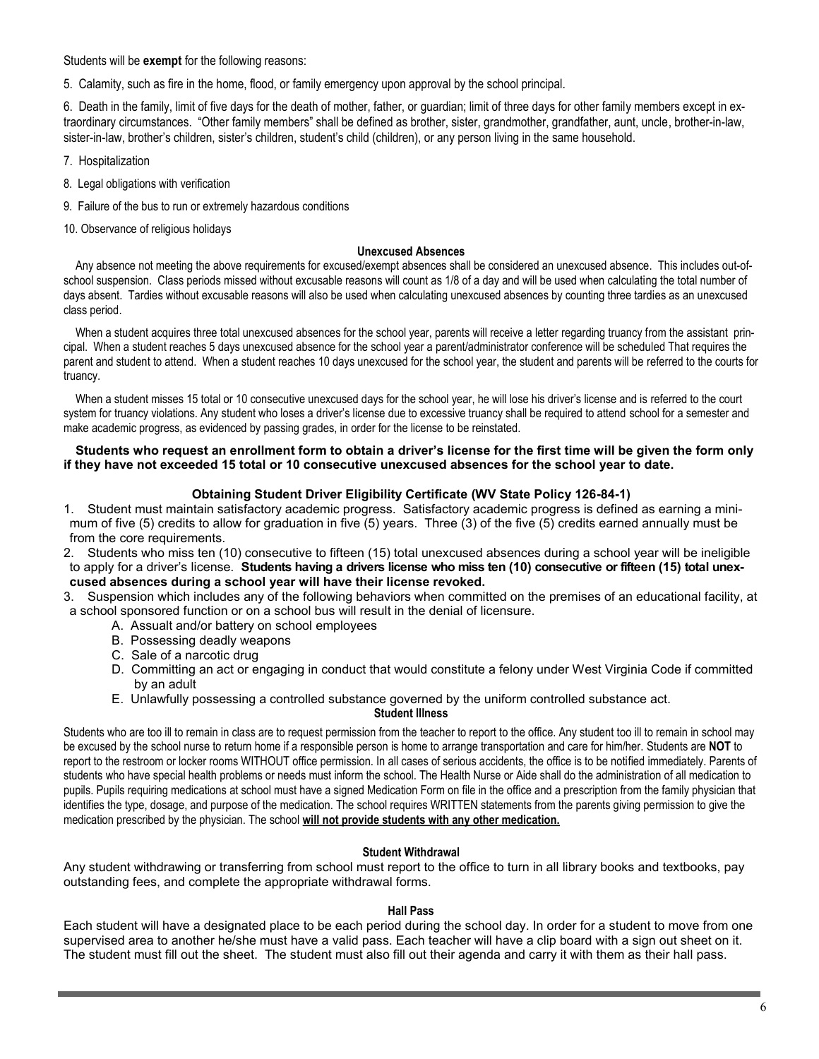Students will be **exempt** for the following reasons:

5. Calamity, such as fire in the home, flood, or family emergency upon approval by the school principal.

6. Death in the family, limit of five days for the death of mother, father, or guardian; limit of three days for other family members except in extraordinary circumstances. "Other family members" shall be defined as brother, sister, grandmother, grandfather, aunt, uncle, brother-in-law, sister-in-law, brother's children, sister's children, student's child (children), or any person living in the same household.

7. Hospitalization

8. Legal obligations with verification

9. Failure of the bus to run or extremely hazardous conditions

10. Observance of religious holidays

#### Unexcused Absences

Any absence not meeting the above requirements for excused/exempt absences shall be considered an unexcused absence. This includes out-of-school suspension. Class periods missed without excusable reasons will count as 1/8 of a day and will be used when calculating the total number of days absent. Tardies without excusable reasons will also be used when calculating unexcused absences by counting three tardies as an unexcused class period.

When a student acquires three total unexcused absences for the school year, parents will receive a letter regarding truancy from the assistant principal. When a student reaches 5 days unexcused absence for the school year a parent/administrator conference will be scheduled That requires the parent and student to attend. When a student reaches 10 days unexcused for the school year, the student and parents will be referred to the courts for truancy.

When a student misses 15 total or 10 consecutive unexcused days for the school year, he will lose his driver's license and is referred to the court system for truancy violations. Any student who loses a driver's license due to excessive truancy shall be required to attend school for a semester and make academic progress, as evidenced by passing grades, in order for the license to be reinstated.

**Students who request an enrollment form to obtain a driver's license for the first time will be given the form only if they have not exceeded 15 total or 10 consecutive unexcused absences for the school year to date.**

#### Obtaining Student Driver Eligibility Certificate (WV State Policy 126-84-1)

1. Student must maintain satisfactory academic progress. Satisfactory academic progress is defined as earning a minimum of five (5) credits to allow for graduation in five (5) years. Three (3) of the five (5) credits earned annually must be from the core requirements.
2. Students who miss ten (10) consecutive to fifteen (15) total unexcused absences during a school year will be ineligible to apply for a driver's license. **Students having a drivers license who miss ten (10) consecutive or fifteen (15) total unexcused absences during a school year will have their license revoked.**
3. Suspension which includes any of the following behaviors when committed on the premises of an educational facility, at a school sponsored function or on a school bus will result in the denial of licensure.
   - A. Assualt and/or battery on school employees
   - B. Possessing deadly weapons
   - C. Sale of a narcotic drug
   - D. Committing an act or engaging in conduct that would constitute a felony under West Virginia Code if committed by an adult
   - E. Unlawfully possessing a controlled substance governed by the uniform controlled substance act.

#### Student Illness

Students who are too ill to remain in class are to request permission from the teacher to report to the office. Any student too ill to remain in school may be excused by the school nurse to return home if a responsible person is home to arrange transportation and care for him/her. Students are **NOT** to report to the restroom or locker rooms WITHOUT office permission. In all cases of serious accidents, the office is to be notified immediately. Parents of students who have special health problems or needs must inform the school. The Health Nurse or Aide shall do the administration of all medication to pupils. Pupils requiring medications at school must have a signed Medication Form on file in the office and a prescription from the family physician that identifies the type, dosage, and purpose of the medication. The school requires WRITTEN statements from the parents giving permission to give the medication prescribed by the physician. The school **will not provide students with any other medication.**

#### Student Withdrawal

Any student withdrawing or transferring from school must report to the office to turn in all library books and textbooks, pay outstanding fees, and complete the appropriate withdrawal forms.

#### Hall Pass

Each student will have a designated place to be each period during the school day. In order for a student to move from one supervised area to another he/she must have a valid pass. Each teacher will have a clip board with a sign out sheet on it. The student must fill out the sheet. The student must also fill out their agenda and carry it with them as their hall pass.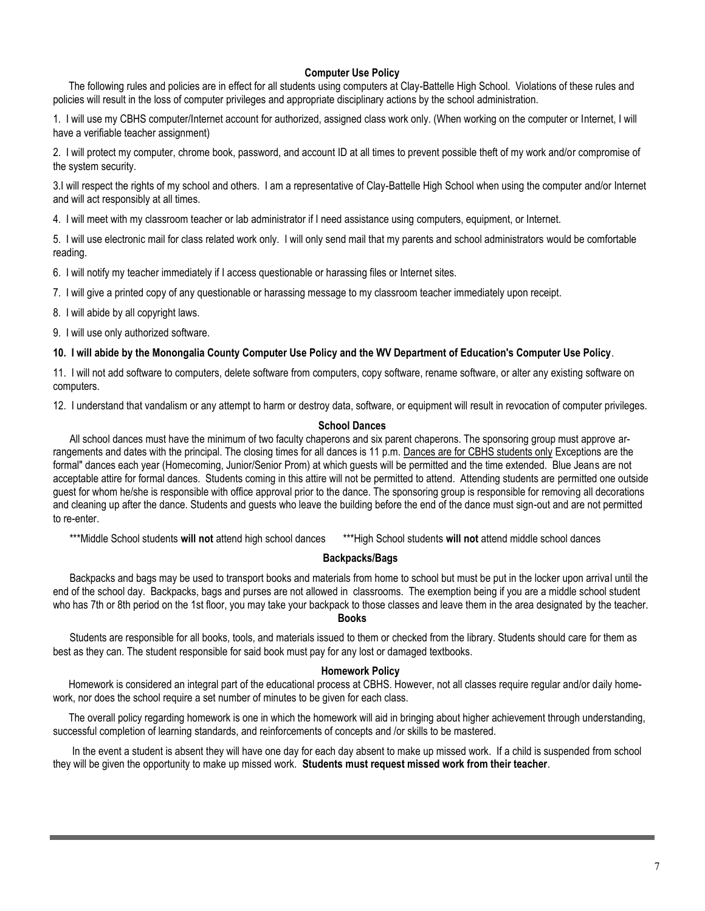## Computer Use Policy

The following rules and policies are in effect for all students using computers at Clay-Battelle High School. Violations of these rules and policies will result in the loss of computer privileges and appropriate disciplinary actions by the school administration.

1. I will use my CBHS computer/Internet account for authorized, assigned class work only. (When working on the computer or Internet, I will have a verifiable teacher assignment)

2. I will protect my computer, chrome book, password, and account ID at all times to prevent possible theft of my work and/or compromise of the system security.

3.I will respect the rights of my school and others. I am a representative of Clay-Battelle High School when using the computer and/or Internet and will act responsibly at all times.

4. I will meet with my classroom teacher or lab administrator if I need assistance using computers, equipment, or Internet.

5. I will use electronic mail for class related work only. I will only send mail that my parents and school administrators would be comfortable reading.

6. I will notify my teacher immediately if I access questionable or harassing files or Internet sites.

7. I will give a printed copy of any questionable or harassing message to my classroom teacher immediately upon receipt.

8. I will abide by all copyright laws.

9. I will use only authorized software.

**10. I will abide by the Monongalia County Computer Use Policy and the WV Department of Education's Computer Use Policy**.

11. I will not add software to computers, delete software from computers, copy software, rename software, or alter any existing software on computers.

12. I understand that vandalism or any attempt to harm or destroy data, software, or equipment will result in revocation of computer privileges.

## School Dances

All school dances must have the minimum of two faculty chaperons and six parent chaperons. The sponsoring group must approve arrangements and dates with the principal. The closing times for all dances is 11 p.m. Dances are for CBHS students only Exceptions are the formal" dances each year (Homecoming, Junior/Senior Prom) at which guests will be permitted and the time extended. Blue Jeans are not acceptable attire for formal dances. Students coming in this attire will not be permitted to attend. Attending students are permitted one outside guest for whom he/she is responsible with office approval prior to the dance. The sponsoring group is responsible for removing all decorations and cleaning up after the dance. Students and guests who leave the building before the end of the dance must sign-out and are not permitted to re-enter.

***Middle School students **will not** attend high school dances ***High School students **will not** attend middle school dances

## Backpacks/Bags

Backpacks and bags may be used to transport books and materials from home to school but must be put in the locker upon arrival until the end of the school day. Backpacks, bags and purses are not allowed in classrooms. The exemption being if you are a middle school student who has 7th or 8th period on the 1st floor, you may take your backpack to those classes and leave them in the area designated by the teacher.

## Books

Students are responsible for all books, tools, and materials issued to them or checked from the library. Students should care for them as best as they can. The student responsible for said book must pay for any lost or damaged textbooks.

## Homework Policy

Homework is considered an integral part of the educational process at CBHS. However, not all classes require regular and/or daily homework, nor does the school require a set number of minutes to be given for each class.

The overall policy regarding homework is one in which the homework will aid in bringing about higher achievement through understanding, successful completion of learning standards, and reinforcements of concepts and /or skills to be mastered.

In the event a student is absent they will have one day for each day absent to make up missed work. If a child is suspended from school they will be given the opportunity to make up missed work. **Students must request missed work from their teacher**.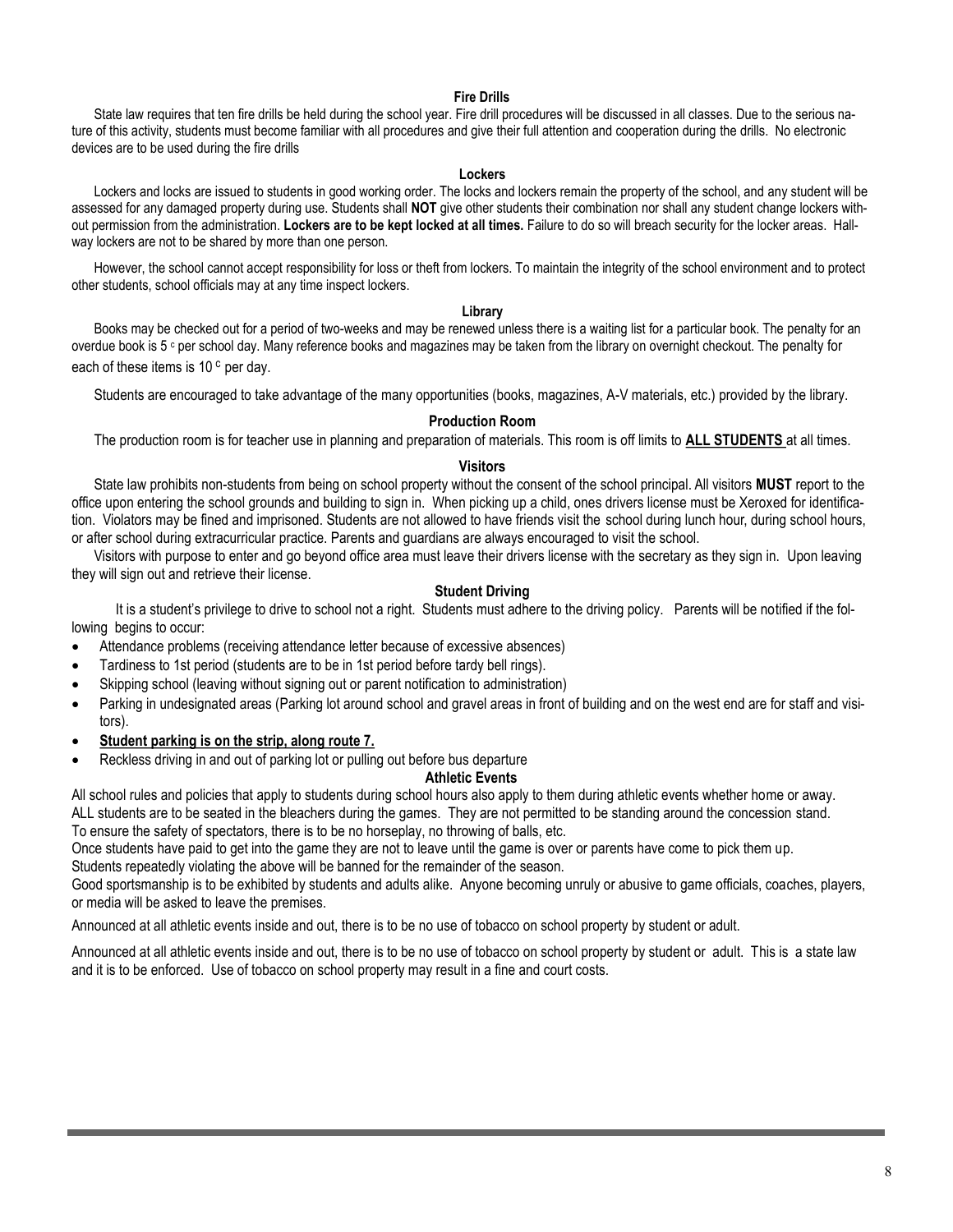## Fire Drills

State law requires that ten fire drills be held during the school year. Fire drill procedures will be discussed in all classes. Due to the serious nature of this activity, students must become familiar with all procedures and give their full attention and cooperation during the drills. No electronic devices are to be used during the fire drills

## Lockers

Lockers and locks are issued to students in good working order. The locks and lockers remain the property of the school, and any student will be assessed for any damaged property during use. Students shall **NOT** give other students their combination nor shall any student change lockers without permission from the administration. **Lockers are to be kept locked at all times.** Failure to do so will breach security for the locker areas. Hallway lockers are not to be shared by more than one person.

However, the school cannot accept responsibility for loss or theft from lockers. To maintain the integrity of the school environment and to protect other students, school officials may at any time inspect lockers.

## Library

Books may be checked out for a period of two-weeks and may be renewed unless there is a waiting list for a particular book. The penalty for an overdue book is 5 ᶜ per school day. Many reference books and magazines may be taken from the library on overnight checkout. The penalty for each of these items is 10 ᶜ per day.

Students are encouraged to take advantage of the many opportunities (books, magazines, A-V materials, etc.) provided by the library.

## Production Room

The production room is for teacher use in planning and preparation of materials. This room is off limits to **ALL STUDENTS** at all times.

## Visitors

State law prohibits non-students from being on school property without the consent of the school principal. All visitors **MUST** report to the office upon entering the school grounds and building to sign in. When picking up a child, ones drivers license must be Xeroxed for identification. Violators may be fined and imprisoned. Students are not allowed to have friends visit the school during lunch hour, during school hours, or after school during extracurricular practice. Parents and guardians are always encouraged to visit the school.

Visitors with purpose to enter and go beyond office area must leave their drivers license with the secretary as they sign in. Upon leaving they will sign out and retrieve their license.

## Student Driving

It is a student's privilege to drive to school not a right. Students must adhere to the driving policy. Parents will be notified if the following begins to occur:

- Attendance problems (receiving attendance letter because of excessive absences)
- Tardiness to 1st period (students are to be in 1st period before tardy bell rings).
- Skipping school (leaving without signing out or parent notification to administration)
- Parking in undesignated areas (Parking lot around school and gravel areas in front of building and on the west end are for staff and visitors).
- **Student parking is on the strip, along route 7.**
- Reckless driving in and out of parking lot or pulling out before bus departure

## Athletic Events

All school rules and policies that apply to students during school hours also apply to them during athletic events whether home or away.
ALL students are to be seated in the bleachers during the games. They are not permitted to be standing around the concession stand.
To ensure the safety of spectators, there is to be no horseplay, no throwing of balls, etc.
Once students have paid to get into the game they are not to leave until the game is over or parents have come to pick them up.
Students repeatedly violating the above will be banned for the remainder of the season.
Good sportsmanship is to be exhibited by students and adults alike. Anyone becoming unruly or abusive to game officials, coaches, players, or media will be asked to leave the premises.

Announced at all athletic events inside and out, there is to be no use of tobacco on school property by student or adult.

Announced at all athletic events inside and out, there is to be no use of tobacco on school property by student or adult. This is a state law and it is to be enforced. Use of tobacco on school property may result in a fine and court costs.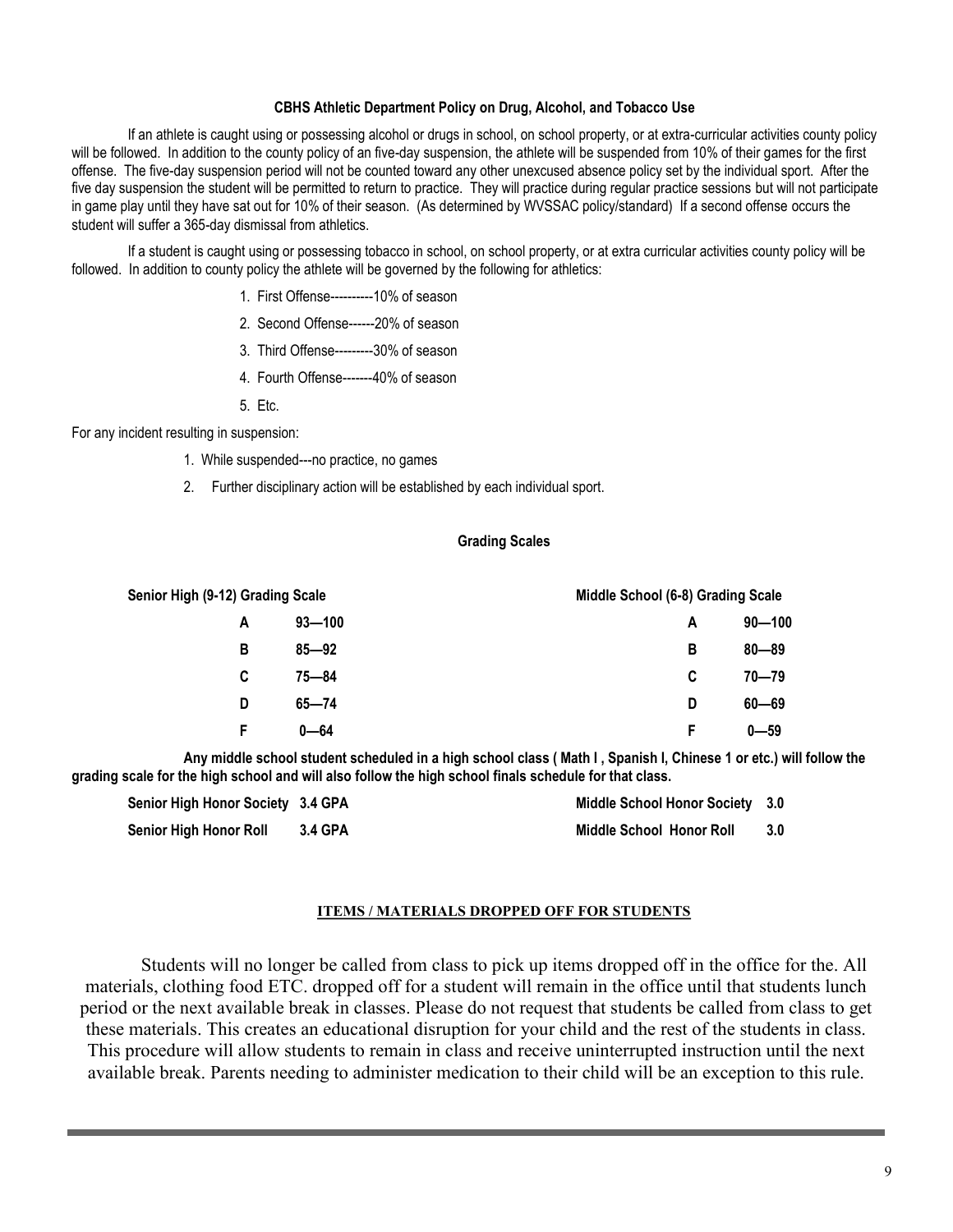### CBHS Athletic Department Policy on Drug, Alcohol, and Tobacco Use

If an athlete is caught using or possessing alcohol or drugs in school, on school property, or at extra-curricular activities county policy will be followed. In addition to the county policy of an five-day suspension, the athlete will be suspended from 10% of their games for the first offense. The five-day suspension period will not be counted toward any other unexcused absence policy set by the individual sport. After the five day suspension the student will be permitted to return to practice. They will practice during regular practice sessions but will not participate in game play until they have sat out for 10% of their season. (As determined by WVSSAC policy/standard) If a second offense occurs the student will suffer a 365-day dismissal from athletics.

If a student is caught using or possessing tobacco in school, on school property, or at extra curricular activities county policy will be followed. In addition to county policy the athlete will be governed by the following for athletics:

1. First Offense----------10% of season
2. Second Offense------20% of season
3. Third Offense---------30% of season
4. Fourth Offense-------40% of season
5. Etc.

For any incident resulting in suspension:

1. While suspended---no practice, no games
2. Further disciplinary action will be established by each individual sport.

### Grading Scales

**Senior High (9-12) Grading Scale**

| Grade | Range |
|---|---|
| A | 93—100 |
| B | 85—92 |
| C | 75—84 |
| D | 65—74 |
| F | 0—64 |

**Middle School (6-8) Grading Scale**

| Grade | Range |
|---|---|
| A | 90—100 |
| B | 80—89 |
| C | 70—79 |
| D | 60—69 |
| F | 0—59 |

**Any middle school student scheduled in a high school class ( Math I , Spanish I, Chinese 1 or etc.) will follow the grading scale for the high school and will also follow the high school finals schedule for that class.**

**Senior High Honor Society 3.4 GPA**

**Senior High Honor Roll 3.4 GPA**

**Middle School Honor Society 3.0**

**Middle School Honor Roll 3.0**

### ITEMS / MATERIALS DROPPED OFF FOR STUDENTS

Students will no longer be called from class to pick up items dropped off in the office for the. All materials, clothing food ETC. dropped off for a student will remain in the office until that students lunch period or the next available break in classes. Please do not request that students be called from class to get these materials. This creates an educational disruption for your child and the rest of the students in class. This procedure will allow students to remain in class and receive uninterrupted instruction until the next available break. Parents needing to administer medication to their child will be an exception to this rule.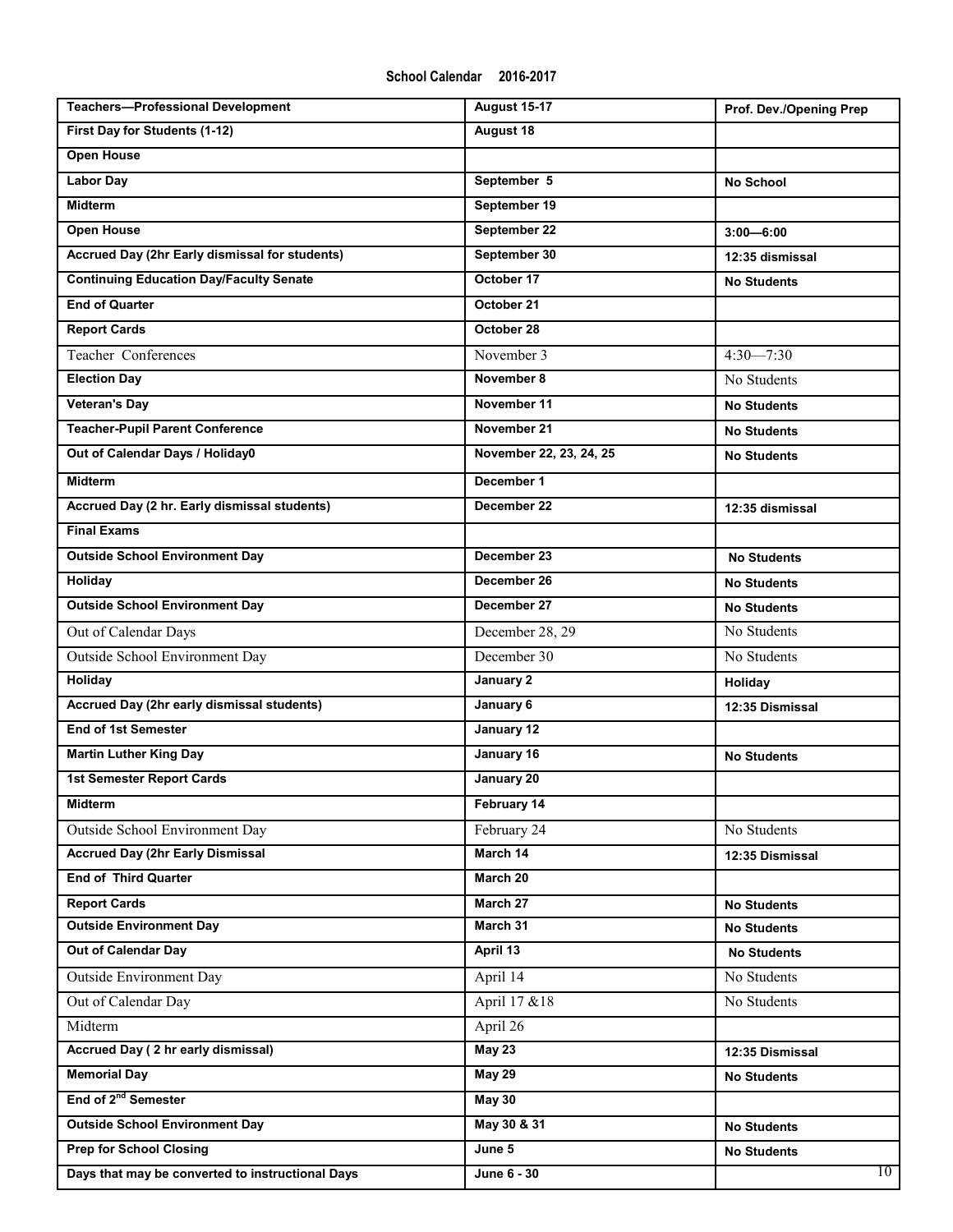**School Calendar 2016-2017**

| Event | Date | Note |
|---|---|---|
| **Teachers—Professional Development** | **August 15-17** | **Prof. Dev./Opening Prep** |
| **First Day for Students (1-12)** | **August 18** | |
| **Open House** | | |
| **Labor Day** | **September 5** | **No School** |
| **Midterm** | **September 19** | |
| **Open House** | **September 22** | **3:00—6:00** |
| **Accrued Day (2hr Early dismissal for students)** | **September 30** | **12:35 dismissal** |
| **Continuing Education Day/Faculty Senate** | **October 17** | **No Students** |
| **End of Quarter** | **October 21** | |
| **Report Cards** | **October 28** | |
| Teacher Conferences | November 3 | 4:30—7:30 |
| **Election Day** | **November 8** | No Students |
| **Veteran's Day** | **November 11** | **No Students** |
| **Teacher-Pupil Parent Conference** | **November 21** | **No Students** |
| **Out of Calendar Days / Holiday0** | **November 22, 23, 24, 25** | **No Students** |
| **Midterm** | **December 1** | |
| **Accrued Day (2 hr. Early dismissal students)** | **December 22** | **12:35 dismissal** |
| **Final Exams** | | |
| **Outside School Environment Day** | **December 23** | **No Students** |
| **Holiday** | **December 26** | **No Students** |
| **Outside School Environment Day** | **December 27** | **No Students** |
| Out of Calendar Days | December 28, 29 | No Students |
| Outside School Environment Day | December 30 | No Students |
| **Holiday** | **January 2** | **Holiday** |
| **Accrued Day (2hr early dismissal students)** | **January 6** | **12:35 Dismissal** |
| **End of 1st Semester** | **January 12** | |
| **Martin Luther King Day** | **January 16** | **No Students** |
| **1st Semester Report Cards** | **January 20** | |
| **Midterm** | **February 14** | |
| Outside School Environment Day | February 24 | No Students |
| **Accrued Day (2hr Early Dismissal** | **March 14** | **12:35 Dismissal** |
| **End of Third Quarter** | **March 20** | |
| **Report Cards** | **March 27** | **No Students** |
| **Outside Environment Day** | **March 31** | **No Students** |
| **Out of Calendar Day** | **April 13** | **No Students** |
| Outside Environment Day | April 14 | No Students |
| Out of Calendar Day | April 17 &18 | No Students |
| Midterm | April 26 | |
| **Accrued Day ( 2 hr early dismissal)** | **May 23** | **12:35 Dismissal** |
| **Memorial Day** | **May 29** | **No Students** |
| **End of 2nd Semester** | **May 30** | |
| **Outside School Environment Day** | **May 30 & 31** | **No Students** |
| **Prep for School Closing** | **June 5** | **No Students** |
| **Days that may be converted to instructional Days** | **June 6 - 30** | |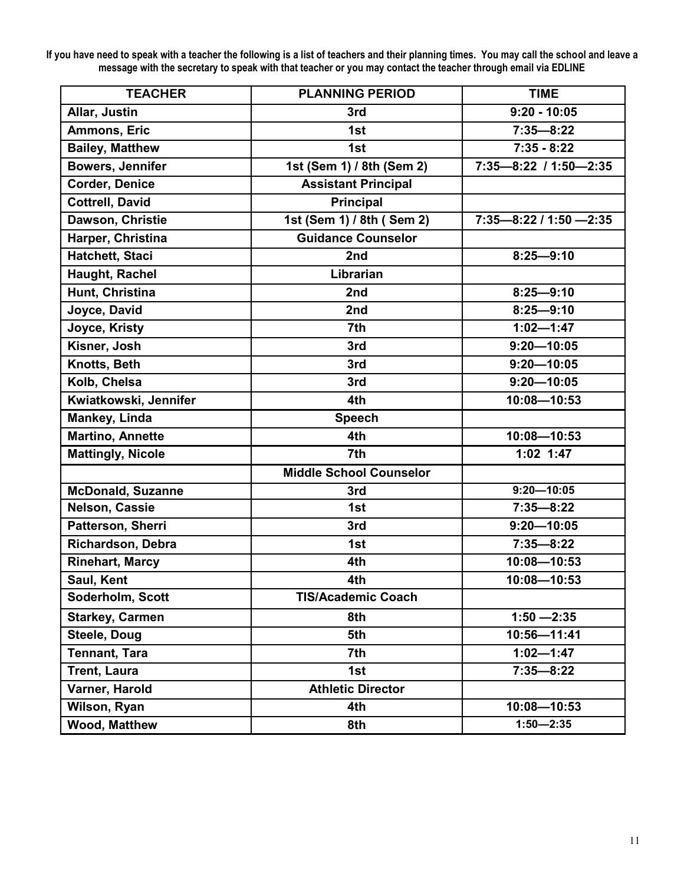**If you have need to speak with a teacher the following is a list of teachers and their planning times. You may call the school and leave a message with the secretary to speak with that teacher or you may contact the teacher through email via EDLINE**

| TEACHER | PLANNING PERIOD | TIME |
|---|---|---|
| Allar, Justin | 3rd | 9:20 - 10:05 |
| Ammons, Eric | 1st | 7:35—8:22 |
| Bailey, Matthew | 1st | 7:35 - 8:22 |
| Bowers, Jennifer | 1st (Sem 1) / 8th (Sem 2) | 7:35—8:22 / 1:50—2:35 |
| Corder, Denice | Assistant Principal | |
| Cottrell, David | Principal | |
| Dawson, Christie | 1st (Sem 1) / 8th ( Sem 2) | 7:35—8:22 / 1:50 —2:35 |
| Harper, Christina | Guidance Counselor | |
| Hatchett, Staci | 2nd | 8:25—9:10 |
| Haught, Rachel | Librarian | |
| Hunt, Christina | 2nd | 8:25—9:10 |
| Joyce, David | 2nd | 8:25—9:10 |
| Joyce, Kristy | 7th | 1:02—1:47 |
| Kisner, Josh | 3rd | 9:20—10:05 |
| Knotts, Beth | 3rd | 9:20—10:05 |
| Kolb, Chelsa | 3rd | 9:20—10:05 |
| Kwiatkowski, Jennifer | 4th | 10:08—10:53 |
| Mankey, Linda | Speech | |
| Martino, Annette | 4th | 10:08—10:53 |
| Mattingly, Nicole | 7th | 1:02 1:47 |
| | Middle School Counselor | |
| McDonald, Suzanne | 3rd | 9:20—10:05 |
| Nelson, Cassie | 1st | 7:35—8:22 |
| Patterson, Sherri | 3rd | 9:20—10:05 |
| Richardson, Debra | 1st | 7:35—8:22 |
| Rinehart, Marcy | 4th | 10:08—10:53 |
| Saul, Kent | 4th | 10:08—10:53 |
| Soderholm, Scott | TIS/Academic Coach | |
| Starkey, Carmen | 8th | 1:50 —2:35 |
| Steele, Doug | 5th | 10:56—11:41 |
| Tennant, Tara | 7th | 1:02—1:47 |
| Trent, Laura | 1st | 7:35—8:22 |
| Varner, Harold | Athletic Director | |
| Wilson, Ryan | 4th | 10:08—10:53 |
| Wood, Matthew | 8th | 1:50—2:35 |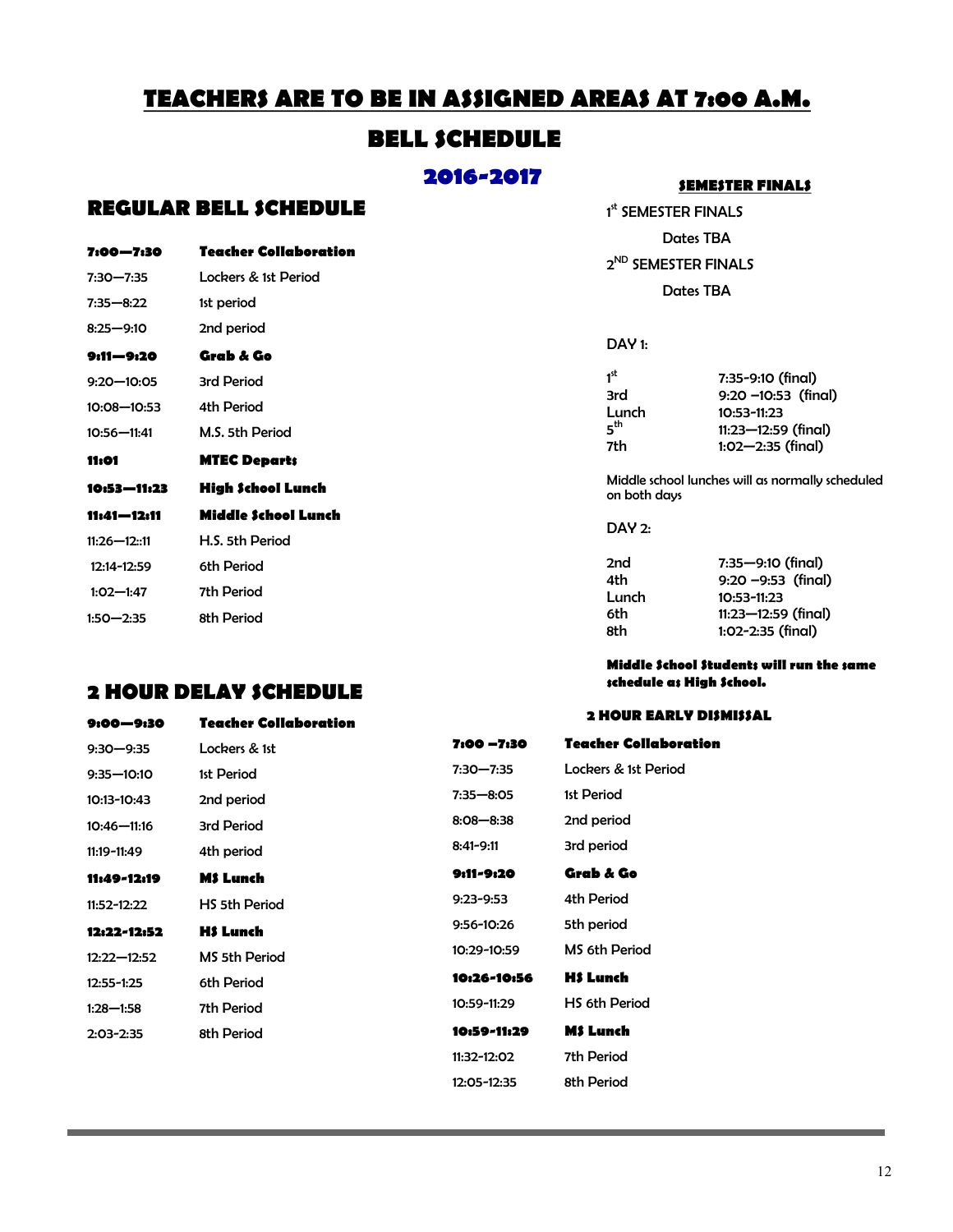# TEACHERS ARE TO BE IN ASSIGNED AREAS AT 7:00 A.M.

# BELL SCHEDULE

## 2016-2017

## REGULAR BELL SCHEDULE

| | |
|---|---|
| **7:00—7:30** | **Teacher Collaboration** |
| 7:30—7:35 | Lockers & 1st Period |
| 7:35—8:22 | 1st period |
| 8:25—9:10 | 2nd period |
| **9:11—9:20** | **Grab & Go** |
| 9:20—10:05 | 3rd Period |
| 10:08—10:53 | 4th Period |
| 10:56—11:41 | M.S. 5th Period |
| **11:01** | **MTEC Departs** |
| **10:53—11:23** | **High School Lunch** |
| **11:41—12:11** | **Middle School Lunch** |
| 11:26—12::11 | H.S. 5th Period |
| 12:14-12:59 | 6th Period |
| 1:02—1:47 | 7th Period |
| 1:50—2:35 | 8th Period |

## 2 HOUR DELAY SCHEDULE

| | |
|---|---|
| **9:00—9:30** | **Teacher Collaboration** |
| 9:30—9:35 | Lockers & 1st |
| 9:35—10:10 | 1st Period |
| 10:13-10:43 | 2nd period |
| 10:46—11:16 | 3rd Period |
| 11:19-11:49 | 4th period |
| **11:49-12:19** | **MS Lunch** |
| 11:52-12:22 | HS 5th Period |
| **12:22-12:52** | **HS Lunch** |
| 12:22—12:52 | MS 5th Period |
| 12:55-1:25 | 6th Period |
| 1:28—1:58 | 7th Period |
| 2:03-2:35 | 8th Period |

### SEMESTER FINALS

1st SEMESTER FINALS

Dates TBA

2ND SEMESTER FINALS

Dates TBA

DAY 1:

| | |
|---|---|
| 1st | 7:35-9:10 (final) |
| 3rd | 9:20 –10:53 (final) |
| Lunch | 10:53-11:23 |
| 5th | 11:23—12:59 (final) |
| 7th | 1:02—2:35 (final) |

Middle school lunches will as normally scheduled on both days

DAY 2:

| | |
|---|---|
| 2nd | 7:35—9:10 (final) |
| 4th | 9:20 –9:53 (final) |
| Lunch | 10:53-11:23 |
| 6th | 11:23—12:59 (final) |
| 8th | 1:02-2:35 (final) |

**Middle School Students will run the same schedule as High School.**

### 2 HOUR EARLY DISMISSAL

| | |
|---|---|
| **7:00 –7:30** | **Teacher Collaboration** |
| 7:30—7:35 | Lockers & 1st Period |
| 7:35—8:05 | 1st Period |
| 8:08—8:38 | 2nd period |
| 8:41-9:11 | 3rd period |
| **9:11-9:20** | **Grab & Go** |
| 9:23-9:53 | 4th Period |
| 9:56-10:26 | 5th period |
| 10:29-10:59 | MS 6th Period |
| **10:26-10:56** | **HS Lunch** |
| 10:59-11:29 | HS 6th Period |
| **10:59-11:29** | **MS Lunch** |
| 11:32-12:02 | 7th Period |
| 12:05-12:35 | 8th Period |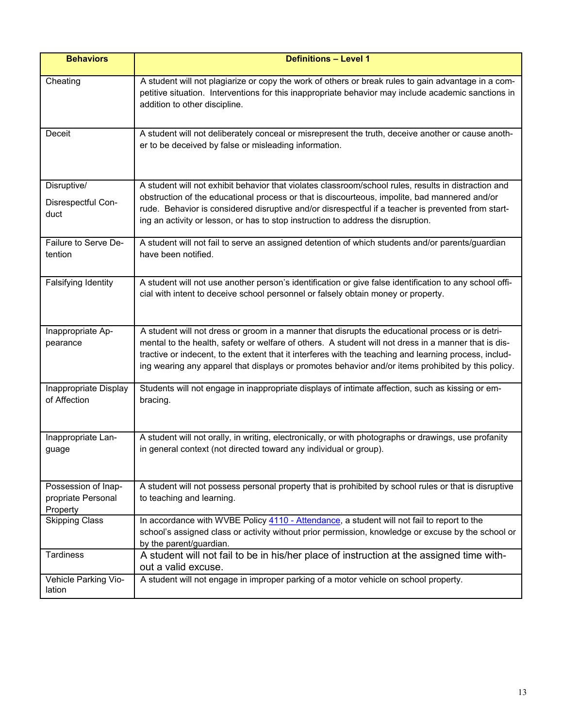| Behaviors | Definitions – Level 1 |
|---|---|
| Cheating | A student will not plagiarize or copy the work of others or break rules to gain advantage in a competitive situation. Interventions for this inappropriate behavior may include academic sanctions in addition to other discipline. |
| Deceit | A student will not deliberately conceal or misrepresent the truth, deceive another or cause another to be deceived by false or misleading information. |
| Disruptive/ Disrespectful Conduct | A student will not exhibit behavior that violates classroom/school rules, results in distraction and obstruction of the educational process or that is discourteous, impolite, bad mannered and/or rude. Behavior is considered disruptive and/or disrespectful if a teacher is prevented from starting an activity or lesson, or has to stop instruction to address the disruption. |
| Failure to Serve Detention | A student will not fail to serve an assigned detention of which students and/or parents/guardian have been notified. |
| Falsifying Identity | A student will not use another person's identification or give false identification to any school official with intent to deceive school personnel or falsely obtain money or property. |
| Inappropriate Appearance | A student will not dress or groom in a manner that disrupts the educational process or is detrimental to the health, safety or welfare of others. A student will not dress in a manner that is distractive or indecent, to the extent that it interferes with the teaching and learning process, including wearing any apparel that displays or promotes behavior and/or items prohibited by this policy. |
| Inappropriate Display of Affection | Students will not engage in inappropriate displays of intimate affection, such as kissing or embracing. |
| Inappropriate Language | A student will not orally, in writing, electronically, or with photographs or drawings, use profanity in general context (not directed toward any individual or group). |
| Possession of Inappropriate Personal Property | A student will not possess personal property that is prohibited by school rules or that is disruptive to teaching and learning. |
| Skipping Class | In accordance with WVBE Policy 4110 - Attendance, a student will not fail to report to the school's assigned class or activity without prior permission, knowledge or excuse by the school or by the parent/guardian. |
| Tardiness | A student will not fail to be in his/her place of instruction at the assigned time without a valid excuse. |
| Vehicle Parking Violation | A student will not engage in improper parking of a motor vehicle on school property. |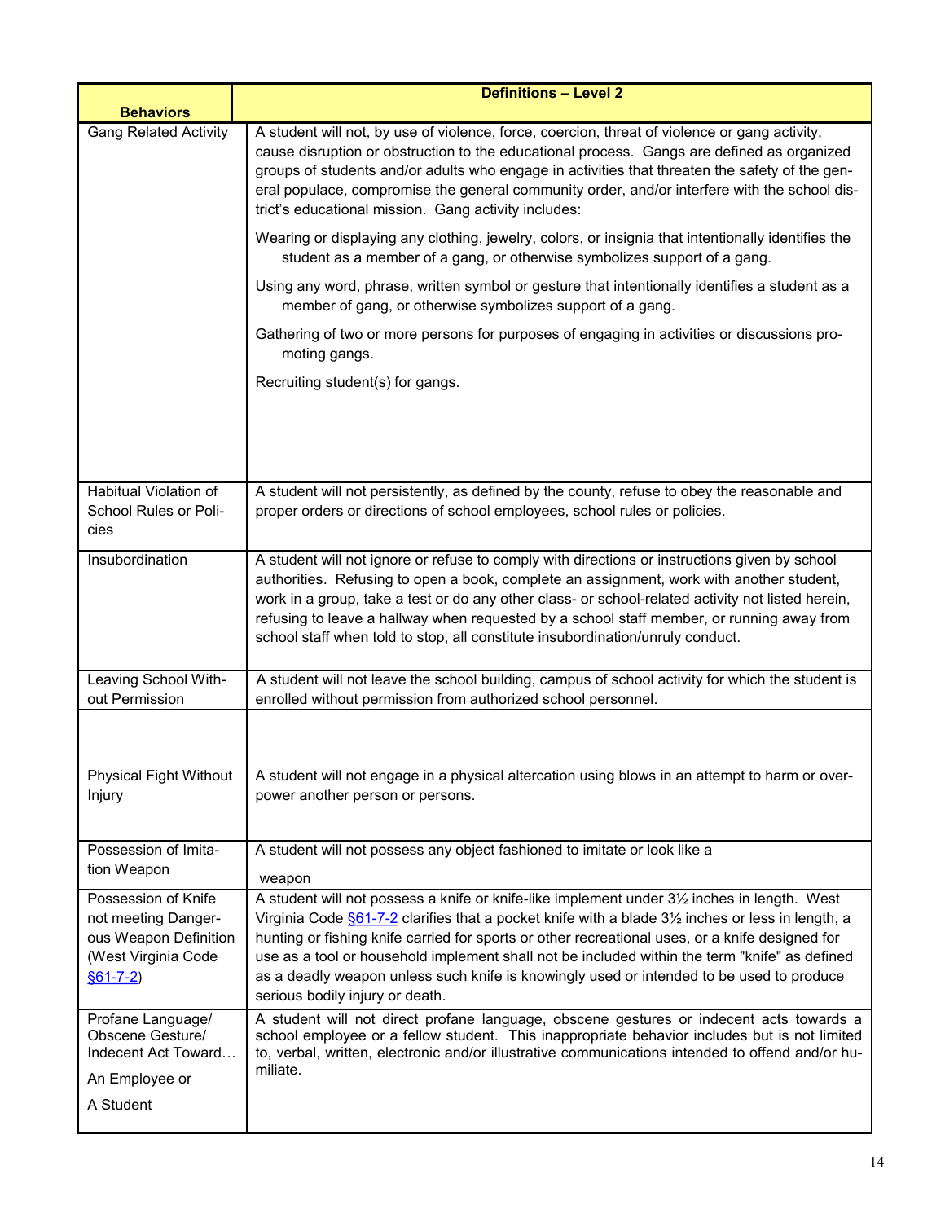| Behaviors | Definitions – Level 2 |
|---|---|
| Gang Related Activity | A student will not, by use of violence, force, coercion, threat of violence or gang activity, cause disruption or obstruction to the educational process. Gangs are defined as organized groups of students and/or adults who engage in activities that threaten the safety of the general populace, compromise the general community order, and/or interfere with the school district's educational mission. Gang activity includes:<br><br>Wearing or displaying any clothing, jewelry, colors, or insignia that intentionally identifies the student as a member of a gang, or otherwise symbolizes support of a gang.<br><br>Using any word, phrase, written symbol or gesture that intentionally identifies a student as a member of gang, or otherwise symbolizes support of a gang.<br><br>Gathering of two or more persons for purposes of engaging in activities or discussions promoting gangs.<br><br>Recruiting student(s) for gangs. |
| Habitual Violation of School Rules or Policies | A student will not persistently, as defined by the county, refuse to obey the reasonable and proper orders or directions of school employees, school rules or policies. |
| Insubordination | A student will not ignore or refuse to comply with directions or instructions given by school authorities. Refusing to open a book, complete an assignment, work with another student, work in a group, take a test or do any other class- or school-related activity not listed herein, refusing to leave a hallway when requested by a school staff member, or running away from school staff when told to stop, all constitute insubordination/unruly conduct. |
| Leaving School Without Permission | A student will not leave the school building, campus of school activity for which the student is enrolled without permission from authorized school personnel. |
| Physical Fight Without Injury | A student will not engage in a physical altercation using blows in an attempt to harm or overpower another person or persons. |
| Possession of Imitation Weapon | A student will not possess any object fashioned to imitate or look like a weapon |
| Possession of Knife not meeting Dangerous Weapon Definition (West Virginia Code §61-7-2) | A student will not possess a knife or knife-like implement under 3½ inches in length. West Virginia Code §61-7-2 clarifies that a pocket knife with a blade 3½ inches or less in length, a hunting or fishing knife carried for sports or other recreational uses, or a knife designed for use as a tool or household implement shall not be included within the term "knife" as defined as a deadly weapon unless such knife is knowingly used or intended to be used to produce serious bodily injury or death. |
| Profane Language/ Obscene Gesture/ Indecent Act Toward… An Employee or A Student | A student will not direct profane language, obscene gestures or indecent acts towards a school employee or a fellow student. This inappropriate behavior includes but is not limited to, verbal, written, electronic and/or illustrative communications intended to offend and/or humiliate. |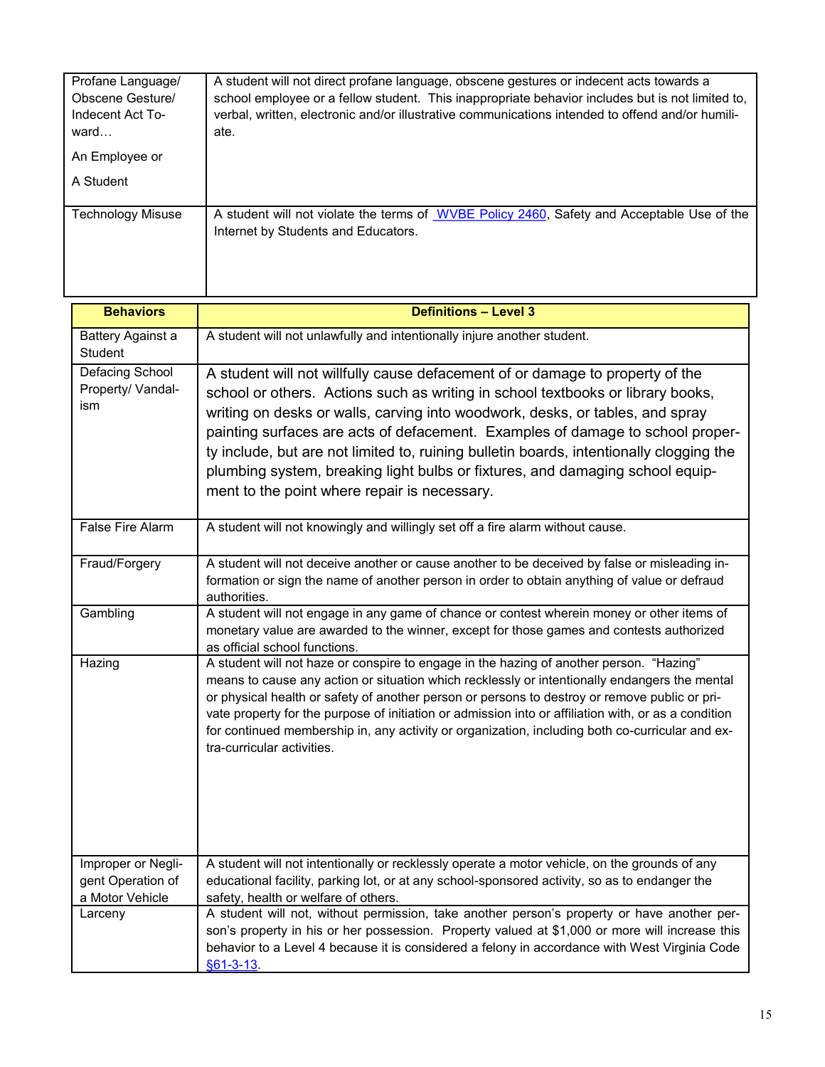| | |
|---|---|
| Profane Language/ Obscene Gesture/ Indecent Act Toward… An Employee or A Student | A student will not direct profane language, obscene gestures or indecent acts towards a school employee or a fellow student. This inappropriate behavior includes but is not limited to, verbal, written, electronic and/or illustrative communications intended to offend and/or humiliate. |
| Technology Misuse | A student will not violate the terms of WVBE Policy 2460, Safety and Acceptable Use of the Internet by Students and Educators. |

| Behaviors | Definitions – Level 3 |
|---|---|
| Battery Against a Student | A student will not unlawfully and intentionally injure another student. |
| Defacing School Property/ Vandalism | A student will not willfully cause defacement of or damage to property of the school or others. Actions such as writing in school textbooks or library books, writing on desks or walls, carving into woodwork, desks, or tables, and spray painting surfaces are acts of defacement. Examples of damage to school property include, but are not limited to, ruining bulletin boards, intentionally clogging the plumbing system, breaking light bulbs or fixtures, and damaging school equipment to the point where repair is necessary. |
| False Fire Alarm | A student will not knowingly and willingly set off a fire alarm without cause. |
| Fraud/Forgery | A student will not deceive another or cause another to be deceived by false or misleading information or sign the name of another person in order to obtain anything of value or defraud authorities. |
| Gambling | A student will not engage in any game of chance or contest wherein money or other items of monetary value are awarded to the winner, except for those games and contests authorized as official school functions. |
| Hazing | A student will not haze or conspire to engage in the hazing of another person. "Hazing" means to cause any action or situation which recklessly or intentionally endangers the mental or physical health or safety of another person or persons to destroy or remove public or private property for the purpose of initiation or admission into or affiliation with, or as a condition for continued membership in, any activity or organization, including both co-curricular and extra-curricular activities. |
| Improper or Negligent Operation of a Motor Vehicle | A student will not intentionally or recklessly operate a motor vehicle, on the grounds of any educational facility, parking lot, or at any school-sponsored activity, so as to endanger the safety, health or welfare of others. |
| Larceny | A student will not, without permission, take another person's property or have another person's property in his or her possession. Property valued at $1,000 or more will increase this behavior to a Level 4 because it is considered a felony in accordance with West Virginia Code §61-3-13. |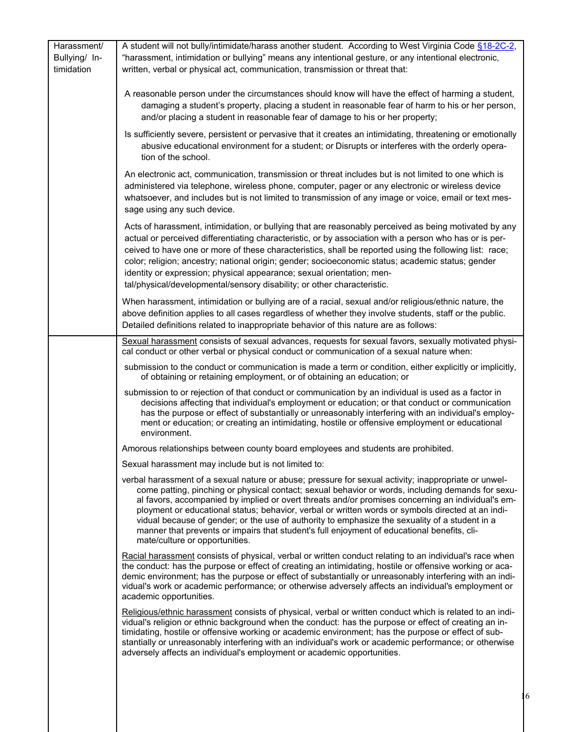| Harassment/ Bullying/ Intimidation | A student will not bully/intimidate/harass another student. According to West Virginia Code §18-2C-2, "harassment, intimidation or bullying" means any intentional gesture, or any intentional electronic, written, verbal or physical act, communication, transmission or threat that:<br><br>A reasonable person under the circumstances should know will have the effect of harming a student, damaging a student's property, placing a student in reasonable fear of harm to his or her person, and/or placing a student in reasonable fear of damage to his or her property;<br><br>Is sufficiently severe, persistent or pervasive that it creates an intimidating, threatening or emotionally abusive educational environment for a student; or Disrupts or interferes with the orderly operation of the school.<br><br>An electronic act, communication, transmission or threat includes but is not limited to one which is administered via telephone, wireless phone, computer, pager or any electronic or wireless device whatsoever, and includes but is not limited to transmission of any image or voice, email or text message using any such device.<br><br>Acts of harassment, intimidation, or bullying that are reasonably perceived as being motivated by any actual or perceived differentiating characteristic, or by association with a person who has or is perceived to have one or more of these characteristics, shall be reported using the following list: race; color; religion; ancestry; national origin; gender; socioeconomic status; academic status; gender identity or expression; physical appearance; sexual orientation; mental/physical/developmental/sensory disability; or other characteristic.<br><br>When harassment, intimidation or bullying are of a racial, sexual and/or religious/ethnic nature, the above definition applies to all cases regardless of whether they involve students, staff or the public. Detailed definitions related to inappropriate behavior of this nature are as follows: |
|---|---|
| | Sexual harassment consists of sexual advances, requests for sexual favors, sexually motivated physical conduct or other verbal or physical conduct or communication of a sexual nature when:<br><br>submission to the conduct or communication is made a term or condition, either explicitly or implicitly, of obtaining or retaining employment, or of obtaining an education; or<br><br>submission to or rejection of that conduct or communication by an individual is used as a factor in decisions affecting that individual's employment or education; or that conduct or communication has the purpose or effect of substantially or unreasonably interfering with an individual's employment or education; or creating an intimidating, hostile or offensive employment or educational environment.<br><br>Amorous relationships between county board employees and students are prohibited.<br><br>Sexual harassment may include but is not limited to:<br><br>verbal harassment of a sexual nature or abuse; pressure for sexual activity; inappropriate or unwelcome patting, pinching or physical contact; sexual behavior or words, including demands for sexual favors, accompanied by implied or overt threats and/or promises concerning an individual's employment or educational status; behavior, verbal or written words or symbols directed at an individual because of gender; or the use of authority to emphasize the sexuality of a student in a manner that prevents or impairs that student's full enjoyment of educational benefits, climate/culture or opportunities.<br><br>Racial harassment consists of physical, verbal or written conduct relating to an individual's race when the conduct: has the purpose or effect of creating an intimidating, hostile or offensive working or academic environment; has the purpose or effect of substantially or unreasonably interfering with an individual's work or academic performance; or otherwise adversely affects an individual's employment or academic opportunities.<br><br>Religious/ethnic harassment consists of physical, verbal or written conduct which is related to an individual's religion or ethnic background when the conduct: has the purpose or effect of creating an intimidating, hostile or offensive working or academic environment; has the purpose or effect of substantially or unreasonably interfering with an individual's work or academic performance; or otherwise adversely affects an individual's employment or academic opportunities. |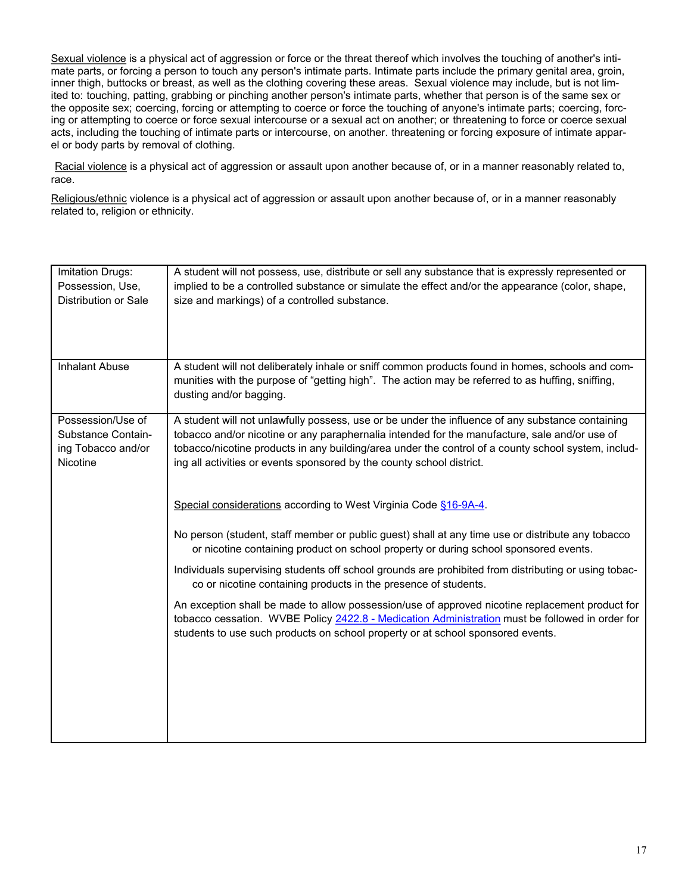Sexual violence is a physical act of aggression or force or the threat thereof which involves the touching of another's intimate parts, or forcing a person to touch any person's intimate parts. Intimate parts include the primary genital area, groin, inner thigh, buttocks or breast, as well as the clothing covering these areas. Sexual violence may include, but is not limited to: touching, patting, grabbing or pinching another person's intimate parts, whether that person is of the same sex or the opposite sex; coercing, forcing or attempting to coerce or force the touching of anyone's intimate parts; coercing, forcing or attempting to coerce or force sexual intercourse or a sexual act on another; or threatening to force or coerce sexual acts, including the touching of intimate parts or intercourse, on another. threatening or forcing exposure of intimate apparel or body parts by removal of clothing.

Racial violence is a physical act of aggression or assault upon another because of, or in a manner reasonably related to, race.

Religious/ethnic violence is a physical act of aggression or assault upon another because of, or in a manner reasonably related to, religion or ethnicity.

| | |
|---|---|
| Imitation Drugs: Possession, Use, Distribution or Sale | A student will not possess, use, distribute or sell any substance that is expressly represented or implied to be a controlled substance or simulate the effect and/or the appearance (color, shape, size and markings) of a controlled substance. |
| Inhalant Abuse | A student will not deliberately inhale or sniff common products found in homes, schools and communities with the purpose of "getting high". The action may be referred to as huffing, sniffing, dusting and/or bagging. |
| Possession/Use of Substance Containing Tobacco and/or Nicotine | A student will not unlawfully possess, use or be under the influence of any substance containing tobacco and/or nicotine or any paraphernalia intended for the manufacture, sale and/or use of tobacco/nicotine products in any building/area under the control of a county school system, including all activities or events sponsored by the county school district.<br><br>Special considerations according to West Virginia Code §16-9A-4.<br><br>No person (student, staff member or public guest) shall at any time use or distribute any tobacco or nicotine containing product on school property or during school sponsored events.<br><br>Individuals supervising students off school grounds are prohibited from distributing or using tobacco or nicotine containing products in the presence of students.<br><br>An exception shall be made to allow possession/use of approved nicotine replacement product for tobacco cessation. WVBE Policy 2422.8 - Medication Administration must be followed in order for students to use such products on school property or at school sponsored events. |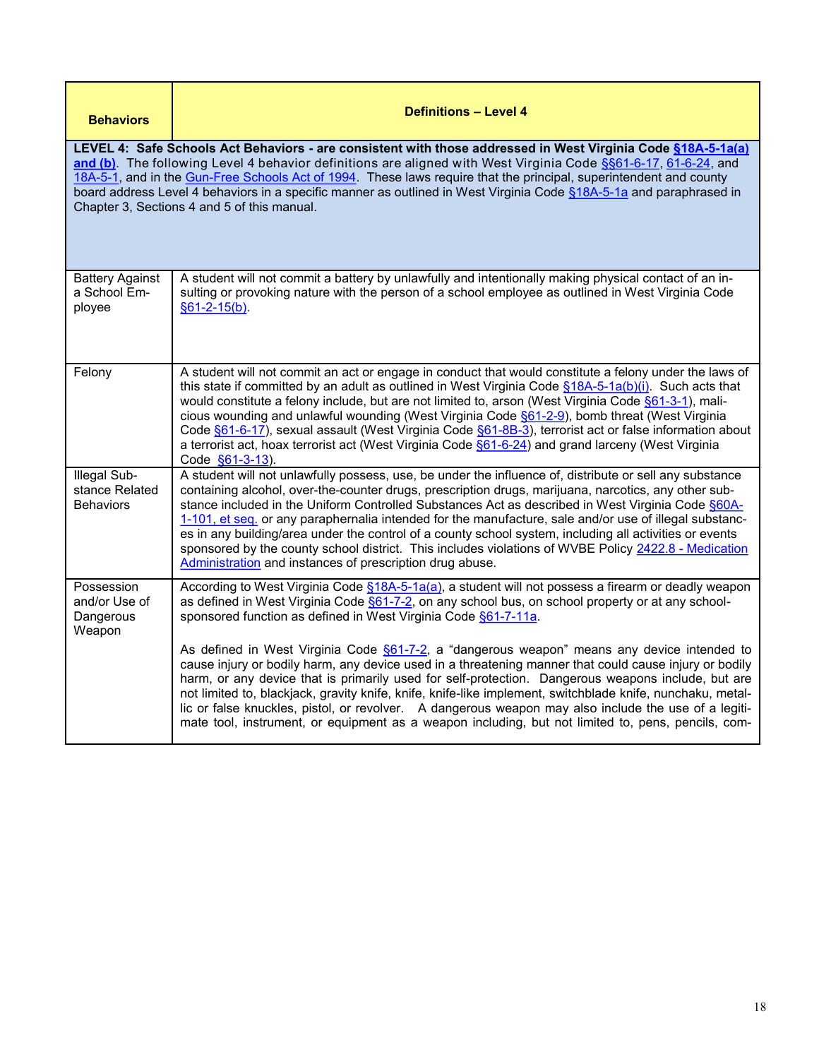| Behaviors | Definitions – Level 4 |
|---|---|
| **LEVEL 4: Safe Schools Act Behaviors - are consistent with those addressed in West Virginia Code §18A-5-1a(a) and (b).** The following Level 4 behavior definitions are aligned with West Virginia Code §§61-6-17, 61-6-24, and 18A-5-1, and in the Gun-Free Schools Act of 1994. These laws require that the principal, superintendent and county board address Level 4 behaviors in a specific manner as outlined in West Virginia Code §18A-5-1a and paraphrased in Chapter 3, Sections 4 and 5 of this manual. | |
| Battery Against a School Employee | A student will not commit a battery by unlawfully and intentionally making physical contact of an insulting or provoking nature with the person of a school employee as outlined in West Virginia Code §61-2-15(b). |
| Felony | A student will not commit an act or engage in conduct that would constitute a felony under the laws of this state if committed by an adult as outlined in West Virginia Code §18A-5-1a(b)(i). Such acts that would constitute a felony include, but are not limited to, arson (West Virginia Code §61-3-1), malicious wounding and unlawful wounding (West Virginia Code §61-2-9), bomb threat (West Virginia Code §61-6-17), sexual assault (West Virginia Code §61-8B-3), terrorist act or false information about a terrorist act, hoax terrorist act (West Virginia Code §61-6-24) and grand larceny (West Virginia Code §61-3-13). |
| Illegal Substance Related Behaviors | A student will not unlawfully possess, use, be under the influence of, distribute or sell any substance containing alcohol, over-the-counter drugs, prescription drugs, marijuana, narcotics, any other substance included in the Uniform Controlled Substances Act as described in West Virginia Code §60A-1-101, et seq. or any paraphernalia intended for the manufacture, sale and/or use of illegal substances in any building/area under the control of a county school system, including all activities or events sponsored by the county school district. This includes violations of WVBE Policy 2422.8 - Medication Administration and instances of prescription drug abuse. |
| Possession and/or Use of Dangerous Weapon | According to West Virginia Code §18A-5-1a(a), a student will not possess a firearm or deadly weapon as defined in West Virginia Code §61-7-2, on any school bus, on school property or at any school-sponsored function as defined in West Virginia Code §61-7-11a.<br><br>As defined in West Virginia Code §61-7-2, a "dangerous weapon" means any device intended to cause injury or bodily harm, any device used in a threatening manner that could cause injury or bodily harm, or any device that is primarily used for self-protection. Dangerous weapons include, but are not limited to, blackjack, gravity knife, knife, knife-like implement, switchblade knife, nunchaku, metallic or false knuckles, pistol, or revolver. A dangerous weapon may also include the use of a legitimate tool, instrument, or equipment as a weapon including, but not limited to, pens, pencils, com- |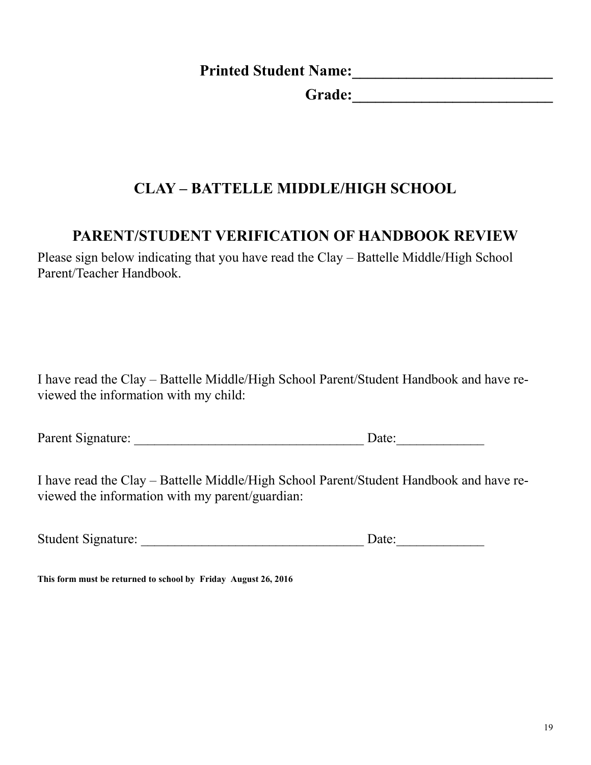**Printed Student Name:\_\_\_\_\_\_\_\_\_\_\_\_\_\_\_\_\_\_\_\_\_\_\_\_\_\_**

**Grade:\_\_\_\_\_\_\_\_\_\_\_\_\_\_\_\_\_\_\_\_\_\_\_\_\_\_**

## CLAY – BATTELLE MIDDLE/HIGH SCHOOL

## PARENT/STUDENT VERIFICATION OF HANDBOOK REVIEW

Please sign below indicating that you have read the Clay – Battelle Middle/High School Parent/Teacher Handbook.

I have read the Clay – Battelle Middle/High School Parent/Student Handbook and have reviewed the information with my child:

Parent Signature: \_\_\_\_\_\_\_\_\_\_\_\_\_\_\_\_\_\_\_\_\_\_\_\_\_\_\_\_\_\_\_\_\_\_ Date:\_\_\_\_\_\_\_\_\_\_\_\_\_

I have read the Clay – Battelle Middle/High School Parent/Student Handbook and have reviewed the information with my parent/guardian:

Student Signature: \_\_\_\_\_\_\_\_\_\_\_\_\_\_\_\_\_\_\_\_\_\_\_\_\_\_\_\_\_\_\_\_\_ Date:\_\_\_\_\_\_\_\_\_\_\_\_\_

**This form must be returned to school by Friday August 26, 2016**